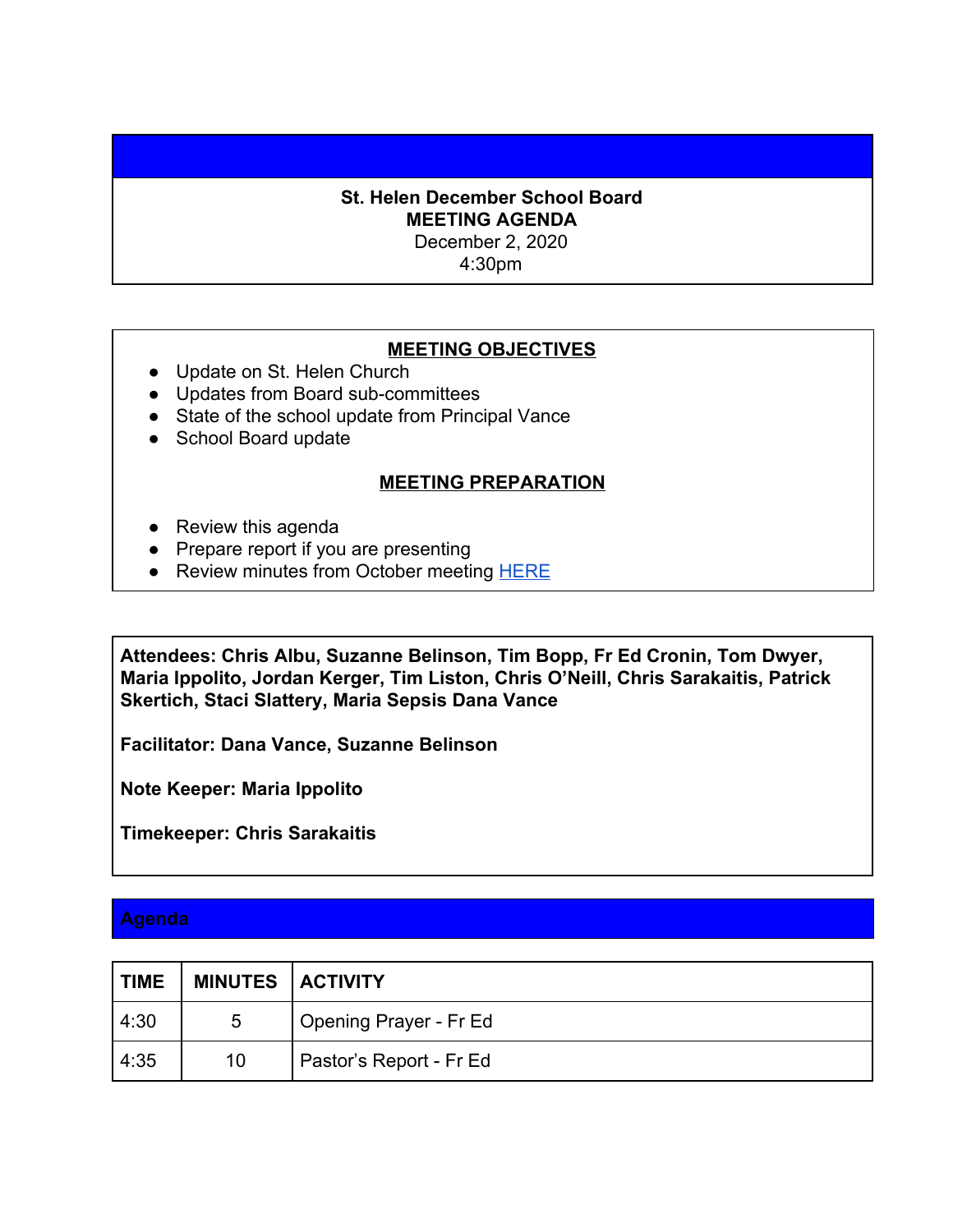**St. Helen December School Board**
**MEETING AGENDA**
December 2, 2020
4:30pm

## MEETING OBJECTIVES

- Update on St. Helen Church
- Updates from Board sub-committees
- State of the school update from Principal Vance
- School Board update

## MEETING PREPARATION

- Review this agenda
- Prepare report if you are presenting
- Review minutes from October meeting [HERE]

**Attendees: Chris Albu, Suzanne Belinson, Tim Bopp, Fr Ed Cronin, Tom Dwyer, Maria Ippolito, Jordan Kerger, Tim Liston, Chris O'Neill, Chris Sarakaitis, Patrick Skertich, Staci Slattery, Maria Sepsis Dana Vance**

**Facilitator: Dana Vance, Suzanne Belinson**

**Note Keeper: Maria Ippolito**

**Timekeeper: Chris Sarakaitis**

## Agenda

| TIME | MINUTES | ACTIVITY |
|---|---|---|
| 4:30 | 5 | Opening Prayer - Fr Ed |
| 4:35 | 10 | Pastor's Report - Fr Ed |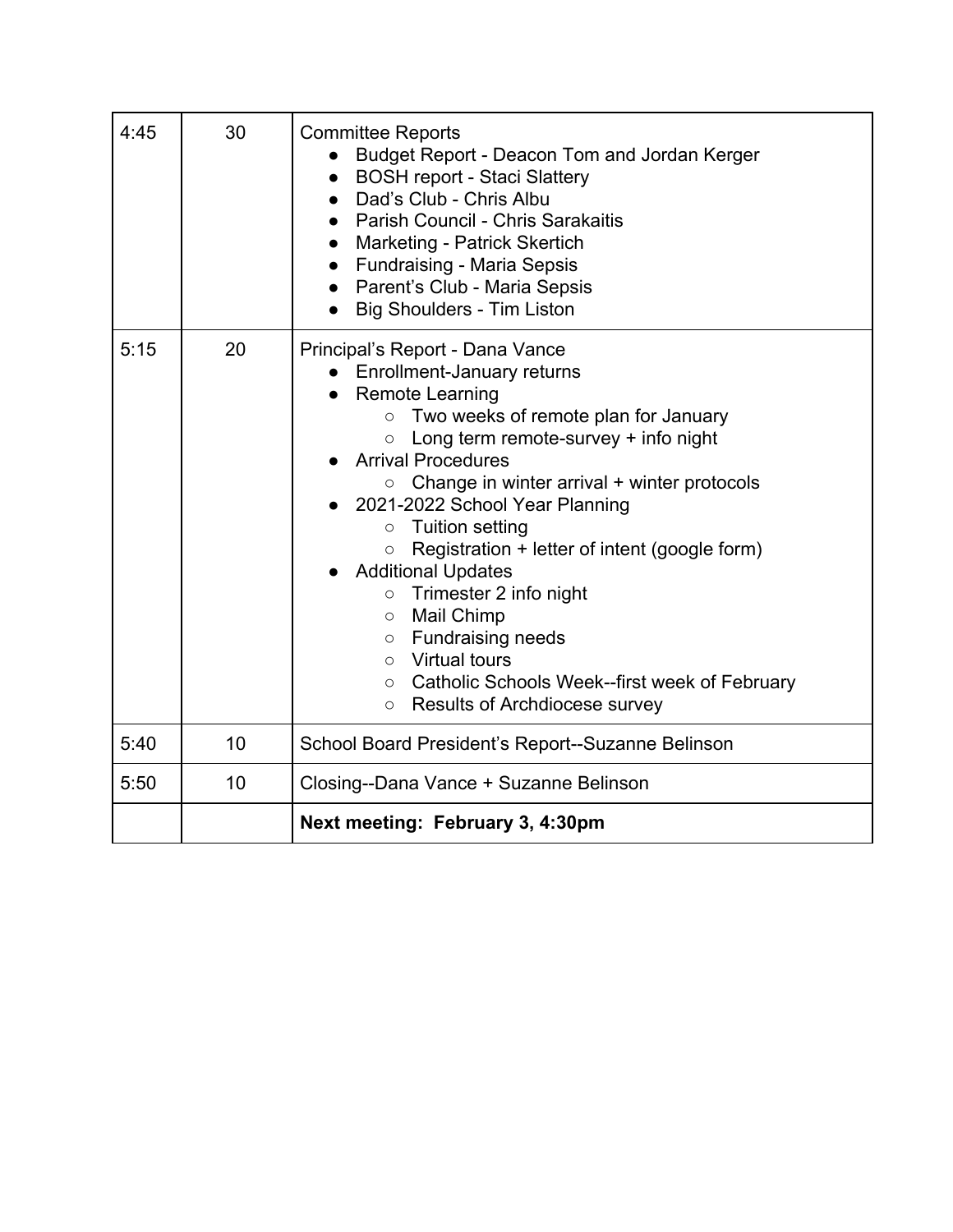| | | |
|---|---|---|
| 4:45 | 30 | Committee Reports<br>• Budget Report - Deacon Tom and Jordan Kerger<br>• BOSH report - Staci Slattery<br>• Dad's Club - Chris Albu<br>• Parish Council - Chris Sarakaitis<br>• Marketing - Patrick Skertich<br>• Fundraising - Maria Sepsis<br>• Parent's Club - Maria Sepsis<br>• Big Shoulders - Tim Liston |
| 5:15 | 20 | Principal's Report - Dana Vance<br>• Enrollment-January returns<br>• Remote Learning<br>&nbsp;&nbsp;&nbsp;&nbsp;○ Two weeks of remote plan for January<br>&nbsp;&nbsp;&nbsp;&nbsp;○ Long term remote-survey + info night<br>• Arrival Procedures<br>&nbsp;&nbsp;&nbsp;&nbsp;○ Change in winter arrival + winter protocols<br>• 2021-2022 School Year Planning<br>&nbsp;&nbsp;&nbsp;&nbsp;○ Tuition setting<br>&nbsp;&nbsp;&nbsp;&nbsp;○ Registration + letter of intent (google form)<br>• Additional Updates<br>&nbsp;&nbsp;&nbsp;&nbsp;○ Trimester 2 info night<br>&nbsp;&nbsp;&nbsp;&nbsp;○ Mail Chimp<br>&nbsp;&nbsp;&nbsp;&nbsp;○ Fundraising needs<br>&nbsp;&nbsp;&nbsp;&nbsp;○ Virtual tours<br>&nbsp;&nbsp;&nbsp;&nbsp;○ Catholic Schools Week--first week of February<br>&nbsp;&nbsp;&nbsp;&nbsp;○ Results of Archdiocese survey |
| 5:40 | 10 | School Board President's Report--Suzanne Belinson |
| 5:50 | 10 | Closing--Dana Vance + Suzanne Belinson |
| | | **Next meeting: February 3, 4:30pm** |